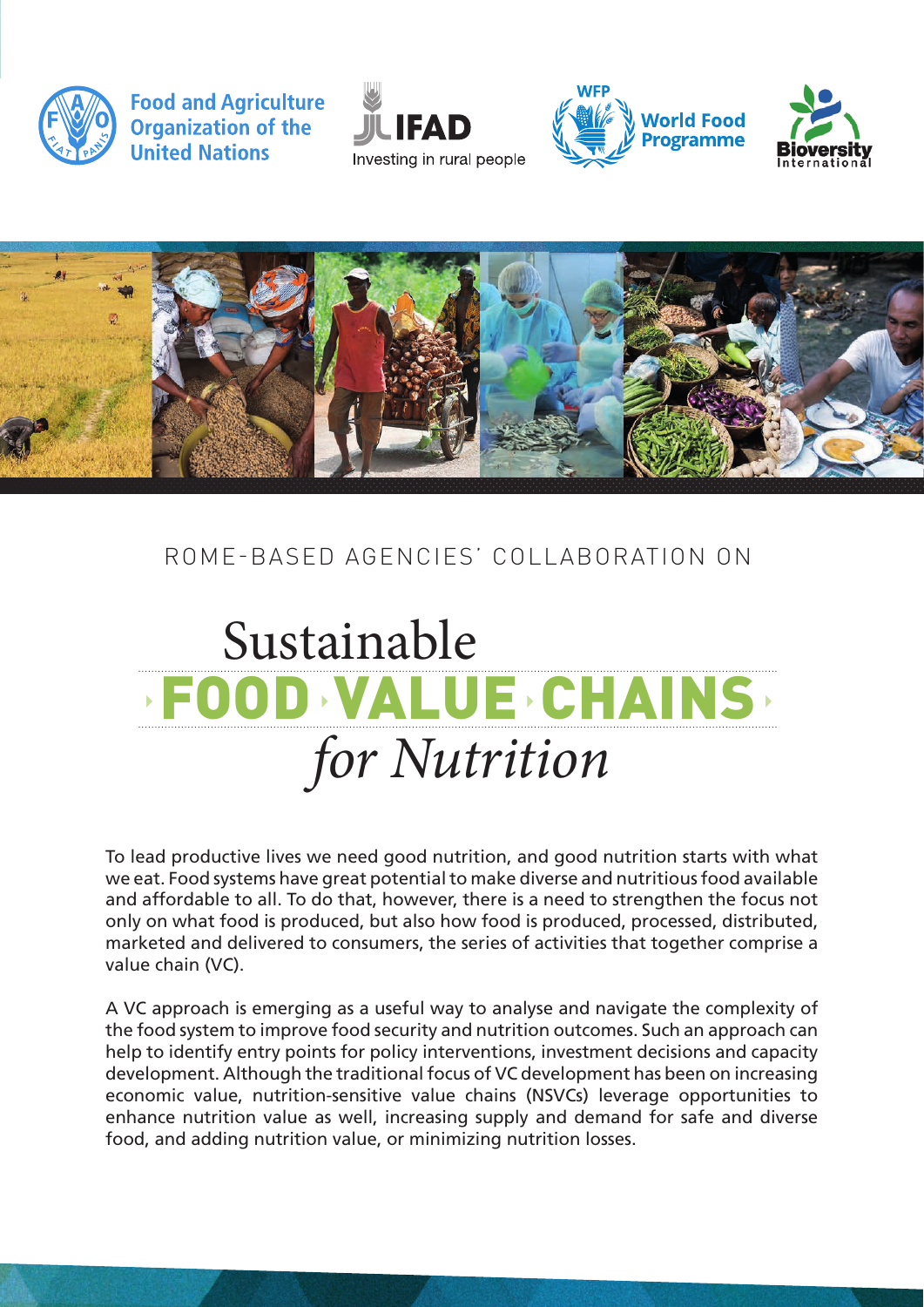Food and Agriculture Organization of the United Nations

IFAD Investing in rural people

WFP World Food Programme

Bioversity International

ROME-BASED AGENCIES' COLLABORATION ON

# Sustainable FOOD VALUE CHAINS *for Nutrition*

To lead productive lives we need good nutrition, and good nutrition starts with what we eat. Food systems have great potential to make diverse and nutritious food available and affordable to all. To do that, however, there is a need to strengthen the focus not only on what food is produced, but also how food is produced, processed, distributed, marketed and delivered to consumers, the series of activities that together comprise a value chain (VC).

A VC approach is emerging as a useful way to analyse and navigate the complexity of the food system to improve food security and nutrition outcomes. Such an approach can help to identify entry points for policy interventions, investment decisions and capacity development. Although the traditional focus of VC development has been on increasing economic value, nutrition-sensitive value chains (NSVCs) leverage opportunities to enhance nutrition value as well, increasing supply and demand for safe and diverse food, and adding nutrition value, or minimizing nutrition losses.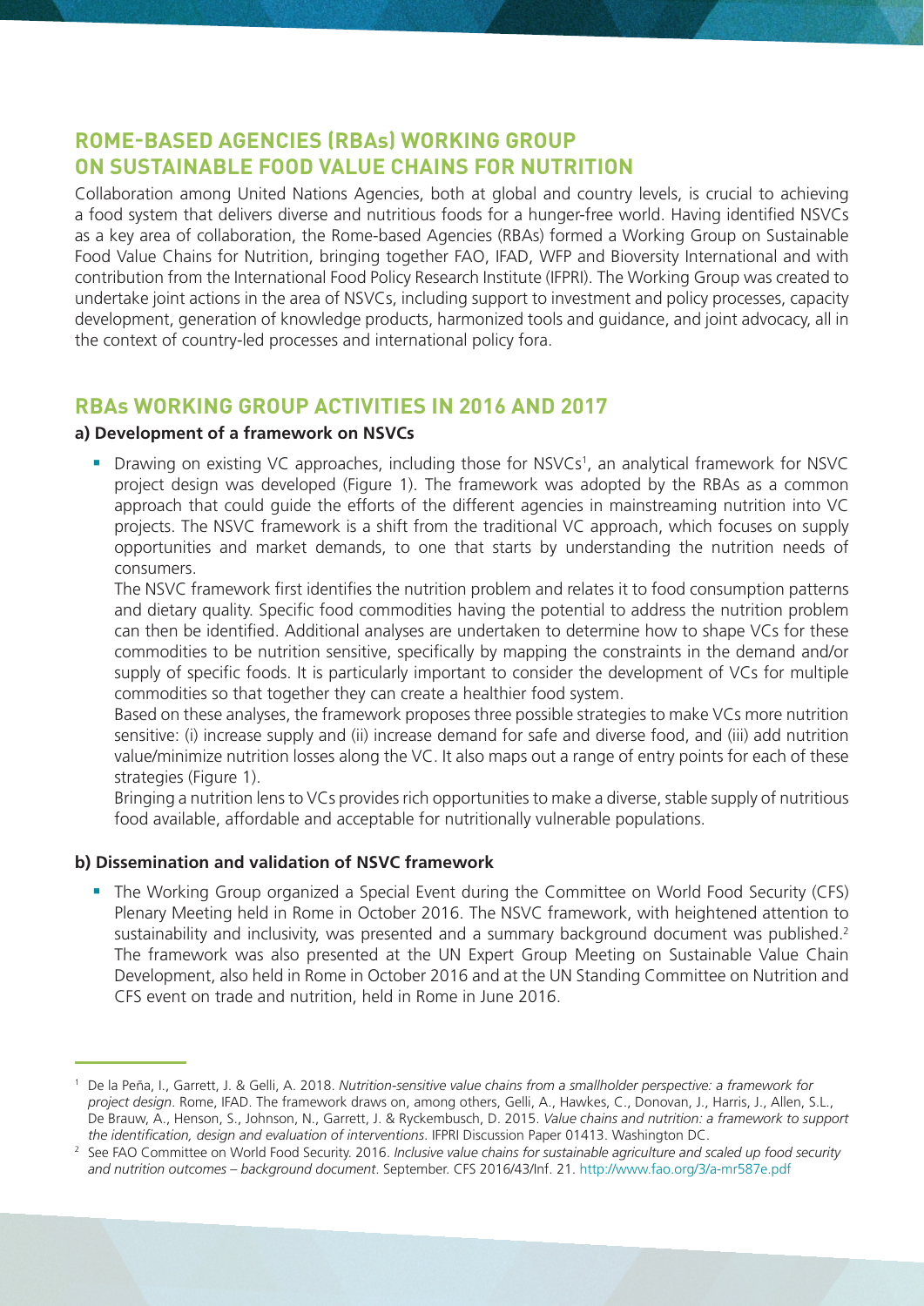## ROME-BASED AGENCIES (RBAs) WORKING GROUP ON SUSTAINABLE FOOD VALUE CHAINS FOR NUTRITION

Collaboration among United Nations Agencies, both at global and country levels, is crucial to achieving a food system that delivers diverse and nutritious foods for a hunger-free world. Having identified NSVCs as a key area of collaboration, the Rome-based Agencies (RBAs) formed a Working Group on Sustainable Food Value Chains for Nutrition, bringing together FAO, IFAD, WFP and Bioversity International and with contribution from the International Food Policy Research Institute (IFPRI). The Working Group was created to undertake joint actions in the area of NSVCs, including support to investment and policy processes, capacity development, generation of knowledge products, harmonized tools and guidance, and joint advocacy, all in the context of country-led processes and international policy fora.

## RBAs WORKING GROUP ACTIVITIES IN 2016 AND 2017

### a) Development of a framework on NSVCs

- Drawing on existing VC approaches, including those for NSVCs[1], an analytical framework for NSVC project design was developed (Figure 1). The framework was adopted by the RBAs as a common approach that could guide the efforts of the different agencies in mainstreaming nutrition into VC projects. The NSVC framework is a shift from the traditional VC approach, which focuses on supply opportunities and market demands, to one that starts by understanding the nutrition needs of consumers.

  The NSVC framework first identifies the nutrition problem and relates it to food consumption patterns and dietary quality. Specific food commodities having the potential to address the nutrition problem can then be identified. Additional analyses are undertaken to determine how to shape VCs for these commodities to be nutrition sensitive, specifically by mapping the constraints in the demand and/or supply of specific foods. It is particularly important to consider the development of VCs for multiple commodities so that together they can create a healthier food system.

  Based on these analyses, the framework proposes three possible strategies to make VCs more nutrition sensitive: (i) increase supply and (ii) increase demand for safe and diverse food, and (iii) add nutrition value/minimize nutrition losses along the VC. It also maps out a range of entry points for each of these strategies (Figure 1).

  Bringing a nutrition lens to VCs provides rich opportunities to make a diverse, stable supply of nutritious food available, affordable and acceptable for nutritionally vulnerable populations.

### b) Dissemination and validation of NSVC framework

- The Working Group organized a Special Event during the Committee on World Food Security (CFS) Plenary Meeting held in Rome in October 2016. The NSVC framework, with heightened attention to sustainability and inclusivity, was presented and a summary background document was published.[2] The framework was also presented at the UN Expert Group Meeting on Sustainable Value Chain Development, also held in Rome in October 2016 and at the UN Standing Committee on Nutrition and CFS event on trade and nutrition, held in Rome in June 2016.

---

[1] De la Peña, I., Garrett, J. & Gelli, A. 2018. *Nutrition-sensitive value chains from a smallholder perspective: a framework for project design*. Rome, IFAD. The framework draws on, among others, Gelli, A., Hawkes, C., Donovan, J., Harris, J., Allen, S.L., De Brauw, A., Henson, S., Johnson, N., Garrett, J. & Ryckembusch, D. 2015. *Value chains and nutrition: a framework to support the identification, design and evaluation of interventions*. IFPRI Discussion Paper 01413. Washington DC.

[2] See FAO Committee on World Food Security. 2016. *Inclusive value chains for sustainable agriculture and scaled up food security and nutrition outcomes – background document*. September. CFS 2016/43/Inf. 21. http://www.fao.org/3/a-mr587e.pdf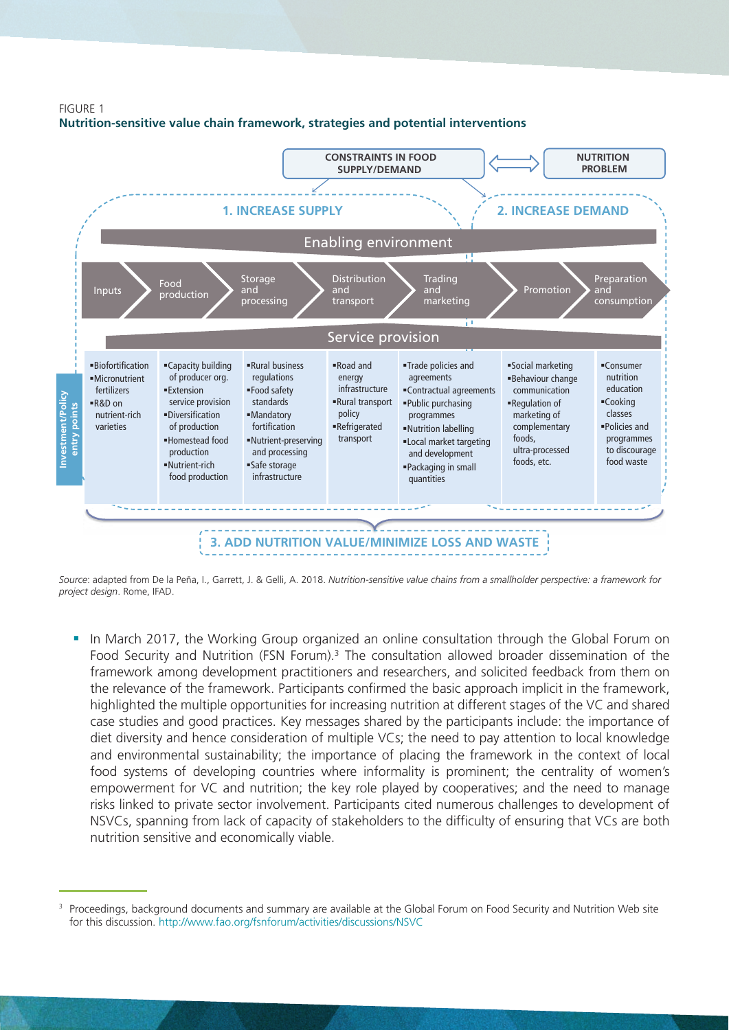FIGURE 1
**Nutrition-sensitive value chain framework, strategies and potential interventions**

CONSTRAINTS IN FOOD SUPPLY/DEMAND

NUTRITION PROBLEM

1. INCREASE SUPPLY

2. INCREASE DEMAND

Enabling environment

Inputs

Food production

Storage and processing

Distribution and transport

Trading and marketing

Promotion

Preparation and consumption

Service provision

Investment/Policy entry points

- Biofortification
- Micronutrient fertilizers
- R&D on nutrient-rich varieties

- Capacity building of producer org.
- Extension service provision
- Diversification of production
- Homestead food production
- Nutrient-rich food production

- Rural business regulations
- Food safety standards
- Mandatory fortification
- Nutrient-preserving and processing
- Safe storage infrastructure

- Road and energy infrastructure
- Rural transport policy
- Refrigerated transport

- Trade policies and agreements
- Contractual agreements
- Public purchasing programmes
- Nutrition labelling
- Local market targeting and development
- Packaging in small quantities

- Social marketing
- Behaviour change communication
- Regulation of marketing of complementary foods, ultra-processed foods, etc.

- Consumer nutrition education
- Cooking classes
- Policies and programmes to discourage food waste

3. ADD NUTRITION VALUE/MINIMIZE LOSS AND WASTE

*Source*: adapted from De la Peña, I., Garrett, J. & Gelli, A. 2018. *Nutrition-sensitive value chains from a smallholder perspective: a framework for project design*. Rome, IFAD.

- In March 2017, the Working Group organized an online consultation through the Global Forum on Food Security and Nutrition (FSN Forum).[3] The consultation allowed broader dissemination of the framework among development practitioners and researchers, and solicited feedback from them on the relevance of the framework. Participants confirmed the basic approach implicit in the framework, highlighted the multiple opportunities for increasing nutrition at different stages of the VC and shared case studies and good practices. Key messages shared by the participants include: the importance of diet diversity and hence consideration of multiple VCs; the need to pay attention to local knowledge and environmental sustainability; the importance of placing the framework in the context of local food systems of developing countries where informality is prominent; the centrality of women's empowerment for VC and nutrition; the key role played by cooperatives; and the need to manage risks linked to private sector involvement. Participants cited numerous challenges to development of NSVCs, spanning from lack of capacity of stakeholders to the difficulty of ensuring that VCs are both nutrition sensitive and economically viable.

[3] Proceedings, background documents and summary are available at the Global Forum on Food Security and Nutrition Web site for this discussion. http://www.fao.org/fsnforum/activities/discussions/NSVC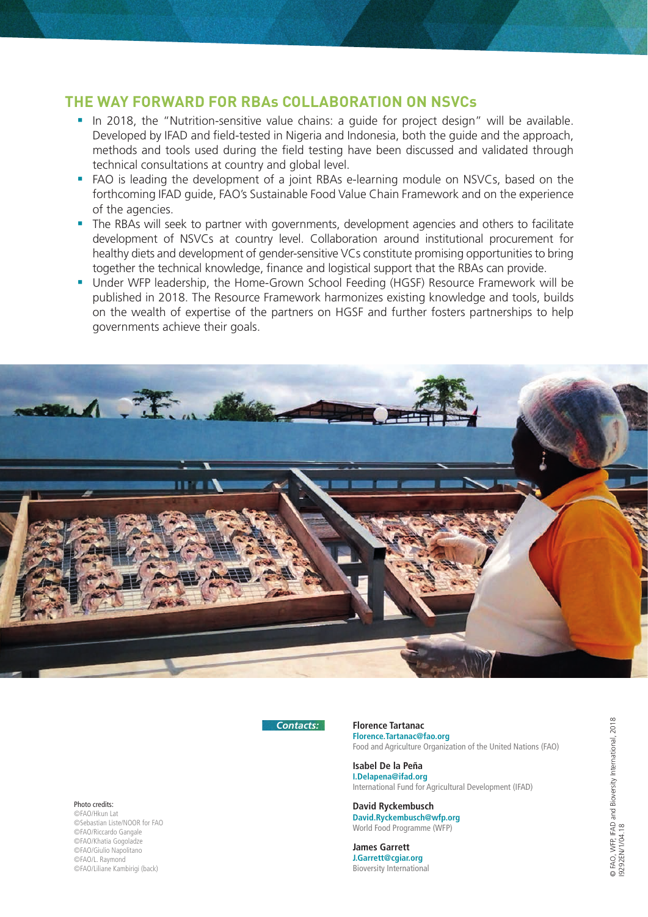## THE WAY FORWARD FOR RBAs COLLABORATION ON NSVCs

- In 2018, the "Nutrition-sensitive value chains: a guide for project design" will be available. Developed by IFAD and field-tested in Nigeria and Indonesia, both the guide and the approach, methods and tools used during the field testing have been discussed and validated through technical consultations at country and global level.
- FAO is leading the development of a joint RBAs e-learning module on NSVCs, based on the forthcoming IFAD guide, FAO's Sustainable Food Value Chain Framework and on the experience of the agencies.
- The RBAs will seek to partner with governments, development agencies and others to facilitate development of NSVCs at country level. Collaboration around institutional procurement for healthy diets and development of gender-sensitive VCs constitute promising opportunities to bring together the technical knowledge, finance and logistical support that the RBAs can provide.
- Under WFP leadership, the Home-Grown School Feeding (HGSF) Resource Framework will be published in 2018. The Resource Framework harmonizes existing knowledge and tools, builds on the wealth of expertise of the partners on HGSF and further fosters partnerships to help governments achieve their goals.

***Contacts:***

**Florence Tartanac**
**Florence.Tartanac@fao.org**
Food and Agriculture Organization of the United Nations (FAO)

**Isabel De la Peña**
**I.Delapena@ifad.org**
International Fund for Agricultural Development (IFAD)

**David Ryckembusch**
**David.Ryckembusch@wfp.org**
World Food Programme (WFP)

**James Garrett**
**J.Garrett@cgiar.org**
Bioversity International

Photo credits:
©FAO/Hkun Lat
©Sebastian Liste/NOOR for FAO
©FAO/Riccardo Gangale
©FAO/Khatia Gogoladze
©FAO/Giulio Napolitano
©FAO/L. Raymond
©FAO/Liliane Kambirigi (back)

© FAO, WFP, IFAD and Bioversity International, 2018
I9292EN/1/04.18